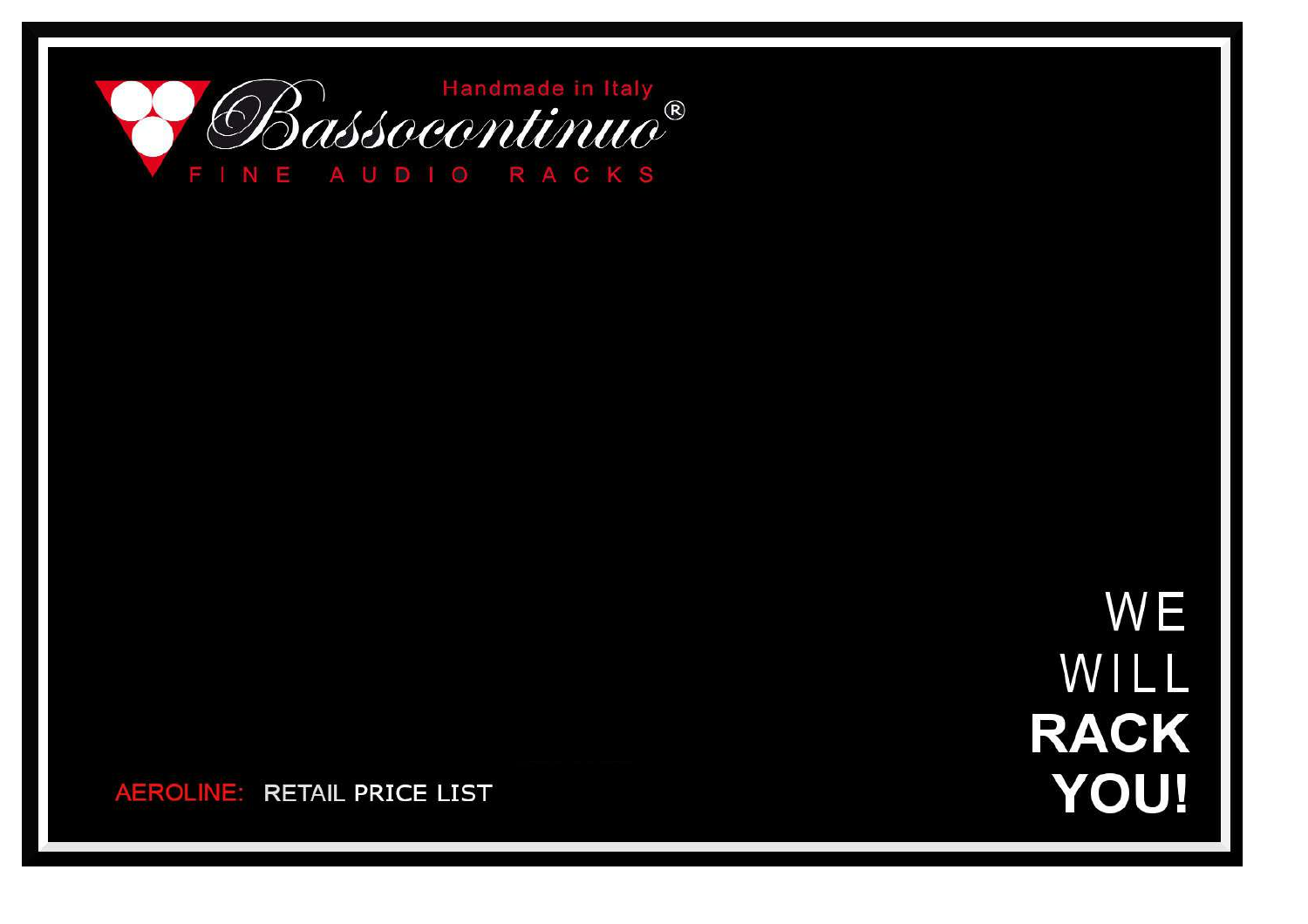Handmade in Italy

# Bassocontinuo®

FINE AUDIO RACKS

**AEROLINE:** RETAIL PRICE LIST

WE
WILL
**RACK**
**YOU!**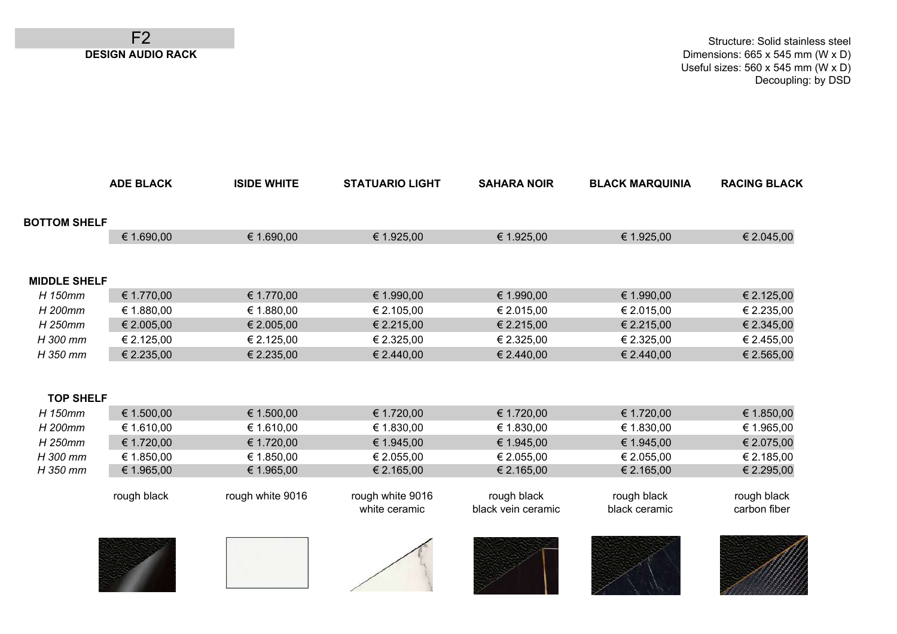# F2

**DESIGN AUDIO RACK**

Structure: Solid stainless steel
Dimensions: 665 x 545 mm (W x D)
Useful sizes: 560 x 545 mm (W x D)
Decoupling: by DSD

| | ADE BLACK | ISIDE WHITE | STATUARIO LIGHT | SAHARA NOIR | BLACK MARQUINIA | RACING BLACK |
|---|---|---|---|---|---|---|
| **BOTTOM SHELF** | | | | | | |
| | € 1.690,00 | € 1.690,00 | € 1.925,00 | € 1.925,00 | € 1.925,00 | € 2.045,00 |
| **MIDDLE SHELF** | | | | | | |
| *H 150mm* | € 1.770,00 | € 1.770,00 | € 1.990,00 | € 1.990,00 | € 1.990,00 | € 2.125,00 |
| *H 200mm* | € 1.880,00 | € 1.880,00 | € 2.105,00 | € 2.015,00 | € 2.015,00 | € 2.235,00 |
| *H 250mm* | € 2.005,00 | € 2.005,00 | € 2.215,00 | € 2.215,00 | € 2.215,00 | € 2.345,00 |
| *H 300 mm* | € 2.125,00 | € 2.125,00 | € 2.325,00 | € 2.325,00 | € 2.325,00 | € 2.455,00 |
| *H 350 mm* | € 2.235,00 | € 2.235,00 | € 2.440,00 | € 2.440,00 | € 2.440,00 | € 2.565,00 |
| **TOP SHELF** | | | | | | |
| *H 150mm* | € 1.500,00 | € 1.500,00 | € 1.720,00 | € 1.720,00 | € 1.720,00 | € 1.850,00 |
| *H 200mm* | € 1.610,00 | € 1.610,00 | € 1.830,00 | € 1.830,00 | € 1.830,00 | € 1.965,00 |
| *H 250mm* | € 1.720,00 | € 1.720,00 | € 1.945,00 | € 1.945,00 | € 1.945,00 | € 2.075,00 |
| *H 300 mm* | € 1.850,00 | € 1.850,00 | € 2.055,00 | € 2.055,00 | € 2.055,00 | € 2.185,00 |
| *H 350 mm* | € 1.965,00 | € 1.965,00 | € 2.165,00 | € 2.165,00 | € 2.165,00 | € 2.295,00 |
| | rough black | rough white 9016 | rough white 9016 white ceramic | rough black black vein ceramic | rough black black ceramic | rough black carbon fiber |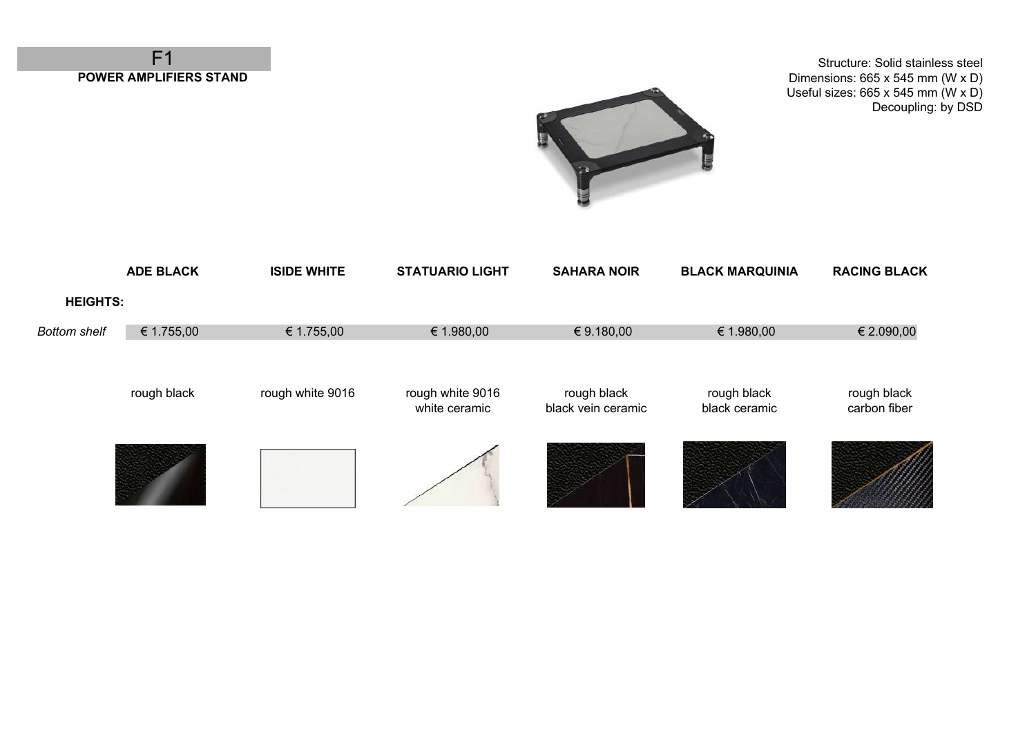# F1

## POWER AMPLIFIERS STAND

Structure: Solid stainless steel
Dimensions: 665 x 545 mm (W x D)
Useful sizes: 665 x 545 mm (W x D)
Decoupling: by DSD

| | ADE BLACK | ISIDE WHITE | STATUARIO LIGHT | SAHARA NOIR | BLACK MARQUINIA | RACING BLACK |
|---|---|---|---|---|---|---|
| **HEIGHTS:** | | | | | | |
| *Bottom shelf* | € 1.755,00 | € 1.755,00 | € 1.980,00 | € 9.180,00 | € 1.980,00 | € 2.090,00 |
| | rough black | rough white 9016 | rough white 9016 white ceramic | rough black black vein ceramic | rough black black ceramic | rough black carbon fiber |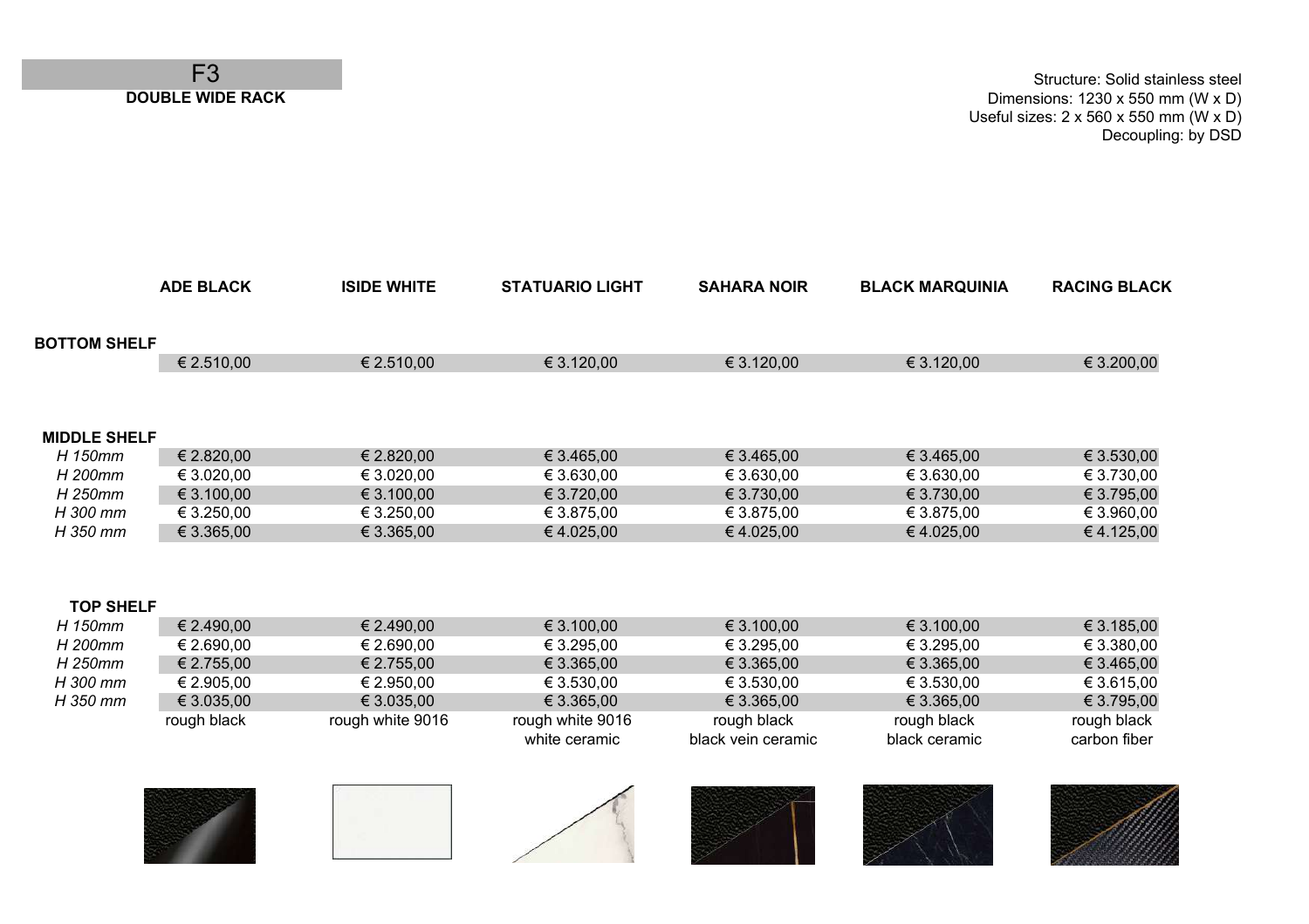# F3

**DOUBLE WIDE RACK**

Structure: Solid stainless steel
Dimensions: 1230 x 550 mm (W x D)
Useful sizes: 2 x 560 x 550 mm (W x D)
Decoupling: by DSD

| | ADE BLACK | ISIDE WHITE | STATUARIO LIGHT | SAHARA NOIR | BLACK MARQUINIA | RACING BLACK |
|---|---|---|---|---|---|---|
| **BOTTOM SHELF** | | | | | | |
| | € 2.510,00 | € 2.510,00 | € 3.120,00 | € 3.120,00 | € 3.120,00 | € 3.200,00 |
| **MIDDLE SHELF** | | | | | | |
| *H 150mm* | € 2.820,00 | € 2.820,00 | € 3.465,00 | € 3.465,00 | € 3.465,00 | € 3.530,00 |
| *H 200mm* | € 3.020,00 | € 3.020,00 | € 3.630,00 | € 3.630,00 | € 3.630,00 | € 3.730,00 |
| *H 250mm* | € 3.100,00 | € 3.100,00 | € 3.720,00 | € 3.730,00 | € 3.730,00 | € 3.795,00 |
| *H 300 mm* | € 3.250,00 | € 3.250,00 | € 3.875,00 | € 3.875,00 | € 3.875,00 | € 3.960,00 |
| *H 350 mm* | € 3.365,00 | € 3.365,00 | € 4.025,00 | € 4.025,00 | € 4.025,00 | € 4.125,00 |
| **TOP SHELF** | | | | | | |
| *H 150mm* | € 2.490,00 | € 2.490,00 | € 3.100,00 | € 3.100,00 | € 3.100,00 | € 3.185,00 |
| *H 200mm* | € 2.690,00 | € 2.690,00 | € 3.295,00 | € 3.295,00 | € 3.295,00 | € 3.380,00 |
| *H 250mm* | € 2.755,00 | € 2.755,00 | € 3.365,00 | € 3.365,00 | € 3.365,00 | € 3.465,00 |
| *H 300 mm* | € 2.905,00 | € 2.950,00 | € 3.530,00 | € 3.530,00 | € 3.530,00 | € 3.615,00 |
| *H 350 mm* | € 3.035,00 | € 3.035,00 | € 3.365,00 | € 3.365,00 | € 3.365,00 | € 3.795,00 |
| | rough black | rough white 9016 | rough white 9016 white ceramic | rough black black vein ceramic | rough black black ceramic | rough black carbon fiber |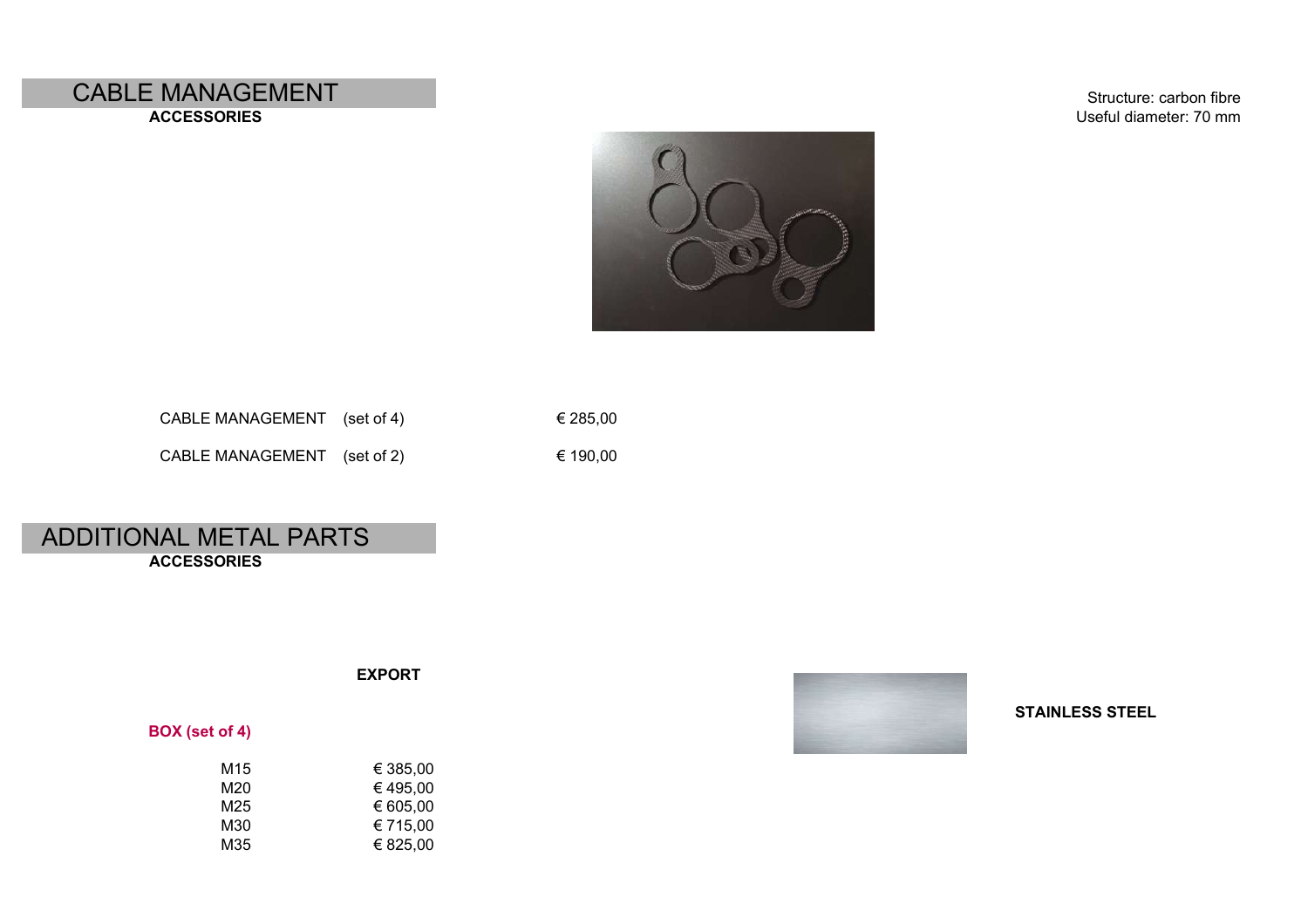## CABLE MANAGEMENT

**ACCESSORIES**

Structure: carbon fibre
Useful diameter: 70 mm

| | | |
|---|---|---|
| CABLE MANAGEMENT | (set of 4) | € 285,00 |
| CABLE MANAGEMENT | (set of 2) | € 190,00 |

## ADDITIONAL METAL PARTS

**ACCESSORIES**

**STAINLESS STEEL**

**BOX (set of 4)**

| | EXPORT |
|---|---|
| M15 | € 385,00 |
| M20 | € 495,00 |
| M25 | € 605,00 |
| M30 | € 715,00 |
| M35 | € 825,00 |